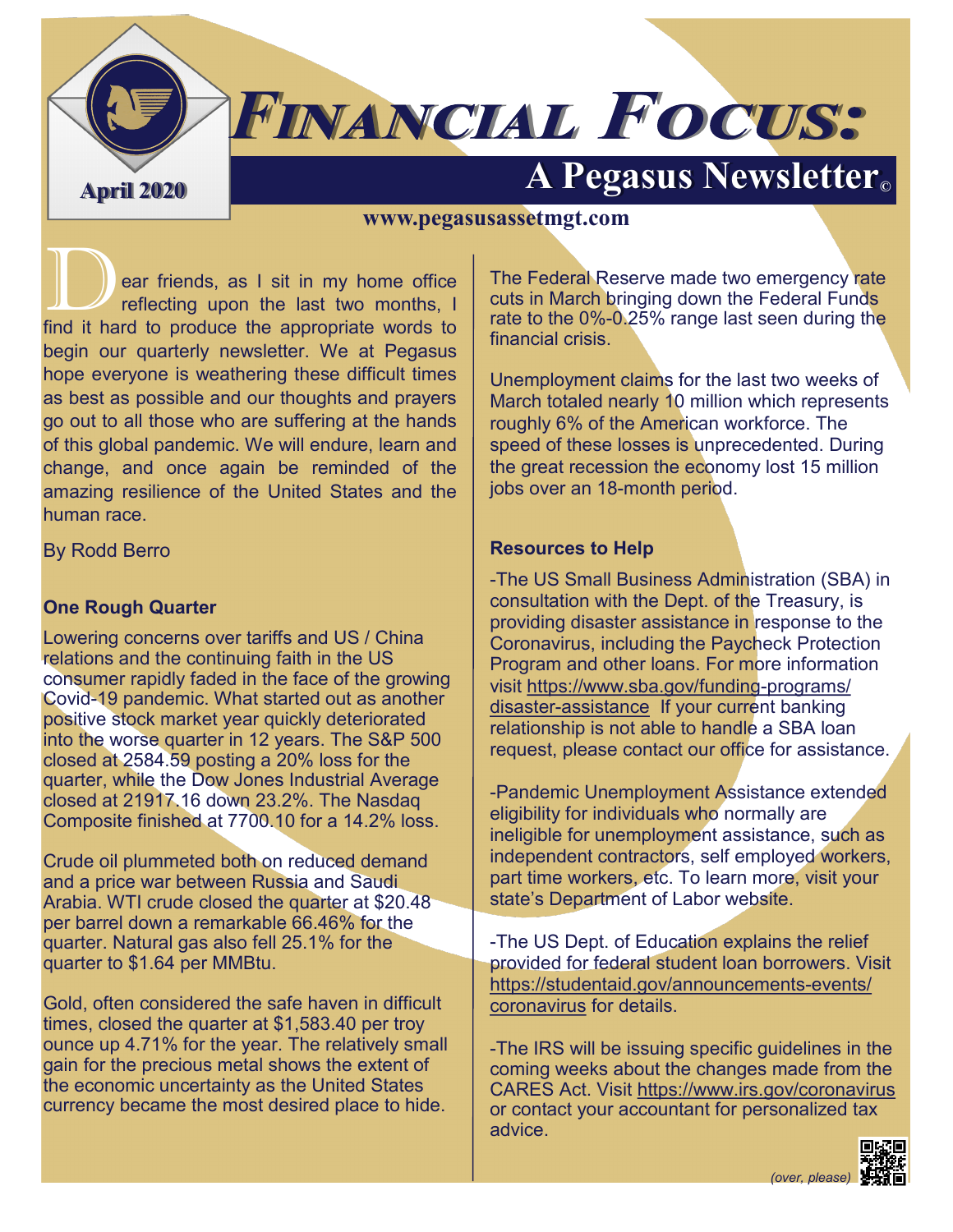# Financial Focus:

## A Pegasus Newsletter©

April 2020

www.pegasusassetmgt.com

Dear friends, as I sit in my home office reflecting upon the last two months, I find it hard to produce the appropriate words to begin our quarterly newsletter. We at Pegasus hope everyone is weathering these difficult times as best as possible and our thoughts and prayers go out to all those who are suffering at the hands of this global pandemic. We will endure, learn and change, and once again be reminded of the amazing resilience of the United States and the human race.

By Rodd Berro

**One Rough Quarter**

Lowering concerns over tariffs and US / China relations and the continuing faith in the US consumer rapidly faded in the face of the growing Covid-19 pandemic. What started out as another positive stock market year quickly deteriorated into the worse quarter in 12 years. The S&P 500 closed at 2584.59 posting a 20% loss for the quarter, while the Dow Jones Industrial Average closed at 21917.16 down 23.2%. The Nasdaq Composite finished at 7700.10 for a 14.2% loss.

Crude oil plummeted both on reduced demand and a price war between Russia and Saudi Arabia. WTI crude closed the quarter at $20.48 per barrel down a remarkable 66.46% for the quarter. Natural gas also fell 25.1% for the quarter to $1.64 per MMBtu.

Gold, often considered the safe haven in difficult times, closed the quarter at $1,583.40 per troy ounce up 4.71% for the year. The relatively small gain for the precious metal shows the extent of the economic uncertainty as the United States currency became the most desired place to hide.

The Federal Reserve made two emergency rate cuts in March bringing down the Federal Funds rate to the 0%-0.25% range last seen during the financial crisis.

Unemployment claims for the last two weeks of March totaled nearly 10 million which represents roughly 6% of the American workforce. The speed of these losses is unprecedented. During the great recession the economy lost 15 million jobs over an 18-month period.

**Resources to Help**

-The US Small Business Administration (SBA) in consultation with the Dept. of the Treasury, is providing disaster assistance in response to the Coronavirus, including the Paycheck Protection Program and other loans. For more information visit https://www.sba.gov/funding-programs/disaster-assistance If your current banking relationship is not able to handle a SBA loan request, please contact our office for assistance.

-Pandemic Unemployment Assistance extended eligibility for individuals who normally are ineligible for unemployment assistance, such as independent contractors, self employed workers, part time workers, etc. To learn more, visit your state's Department of Labor website.

-The US Dept. of Education explains the relief provided for federal student loan borrowers. Visit https://studentaid.gov/announcements-events/coronavirus for details.

-The IRS will be issuing specific guidelines in the coming weeks about the changes made from the CARES Act. Visit https://www.irs.gov/coronavirus or contact your accountant for personalized tax advice.

*(over, please)*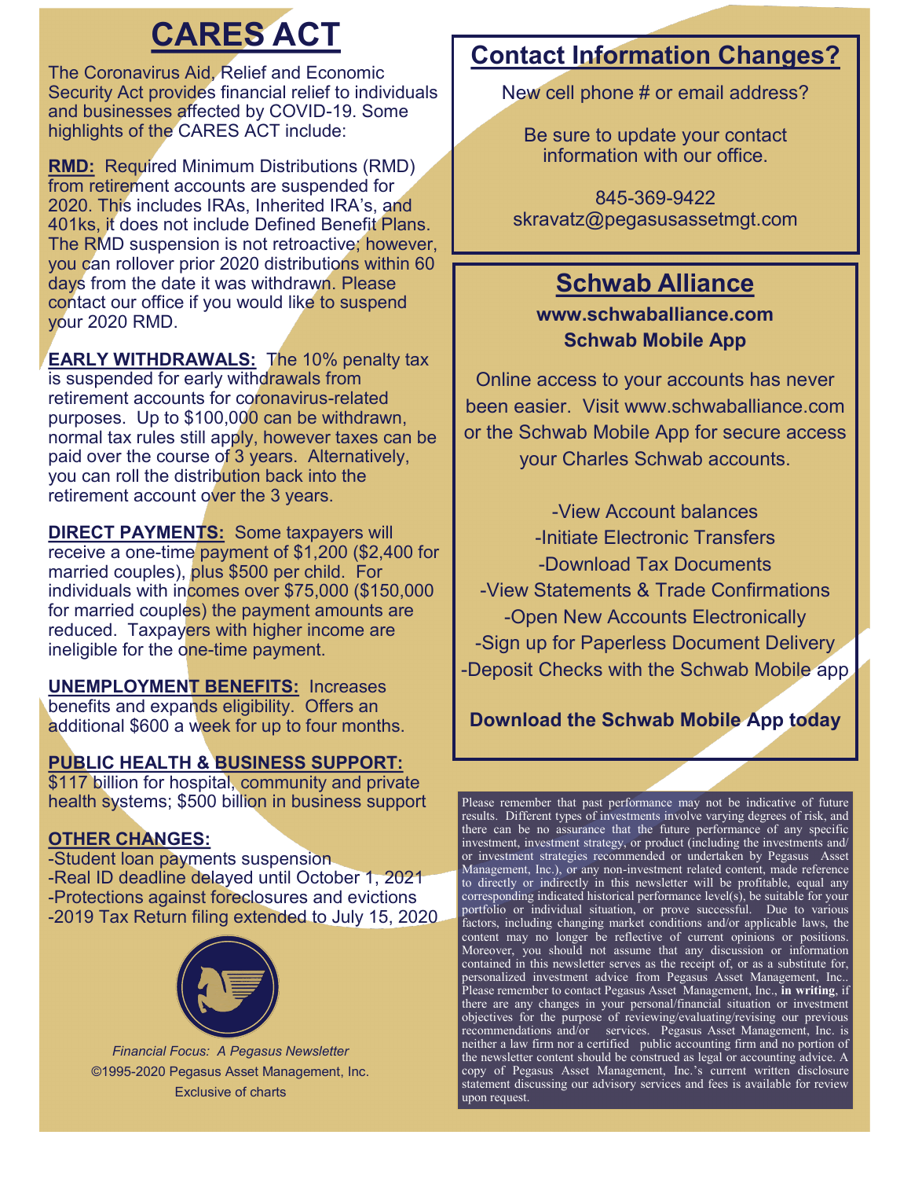# CARES ACT

The Coronavirus Aid, Relief and Economic Security Act provides financial relief to individuals and businesses affected by COVID-19. Some highlights of the CARES ACT include:

**RMD:** Required Minimum Distributions (RMD) from retirement accounts are suspended for 2020. This includes IRAs, Inherited IRA's, and 401ks, it does not include Defined Benefit Plans. The RMD suspension is not retroactive; however, you can rollover prior 2020 distributions within 60 days from the date it was withdrawn. Please contact our office if you would like to suspend your 2020 RMD.

**EARLY WITHDRAWALS:** The 10% penalty tax is suspended for early withdrawals from retirement accounts for coronavirus-related purposes. Up to $100,000 can be withdrawn, normal tax rules still apply, however taxes can be paid over the course of 3 years. Alternatively, you can roll the distribution back into the retirement account over the 3 years.

**DIRECT PAYMENTS:** Some taxpayers will receive a one-time payment of $1,200 ($2,400 for married couples), plus $500 per child. For individuals with incomes over $75,000 ($150,000 for married couples) the payment amounts are reduced. Taxpayers with higher income are ineligible for the one-time payment.

**UNEMPLOYMENT BENEFITS:** Increases benefits and expands eligibility. Offers an additional $600 a week for up to four months.

**PUBLIC HEALTH & BUSINESS SUPPORT:**
$117 billion for hospital, community and private health systems; $500 billion in business support

**OTHER CHANGES:**
- Student loan payments suspension
- Real ID deadline delayed until October 1, 2021
- Protections against foreclosures and evictions
- 2019 Tax Return filing extended to July 15, 2020

*Financial Focus: A Pegasus Newsletter*
©1995-2020 Pegasus Asset Management, Inc.
Exclusive of charts

## Contact Information Changes?

New cell phone # or email address?

Be sure to update your contact information with our office.

845-369-9422
skravatz@pegasusassetmgt.com

## Schwab Alliance

**www.schwaballiance.com**
**Schwab Mobile App**

Online access to your accounts has never been easier. Visit www.schwaballiance.com or the Schwab Mobile App for secure access your Charles Schwab accounts.

- View Account balances
- Initiate Electronic Transfers
- Download Tax Documents
- View Statements & Trade Confirmations
- Open New Accounts Electronically
- Sign up for Paperless Document Delivery
- Deposit Checks with the Schwab Mobile app

**Download the Schwab Mobile App today**

Please remember that past performance may not be indicative of future results. Different types of investments involve varying degrees of risk, and there can be no assurance that the future performance of any specific investment, investment strategy, or product (including the investments and/or investment strategies recommended or undertaken by Pegasus Asset Management, Inc.), or any non-investment related content, made reference to directly or indirectly in this newsletter will be profitable, equal any corresponding indicated historical performance level(s), be suitable for your portfolio or individual situation, or prove successful. Due to various factors, including changing market conditions and/or applicable laws, the content may no longer be reflective of current opinions or positions. Moreover, you should not assume that any discussion or information contained in this newsletter serves as the receipt of, or as a substitute for, personalized investment advice from Pegasus Asset Management, Inc.. Please remember to contact Pegasus Asset Management, Inc., **in writing**, if there are any changes in your personal/financial situation or investment objectives for the purpose of reviewing/evaluating/revising our previous recommendations and/or services. Pegasus Asset Management, Inc. is neither a law firm nor a certified public accounting firm and no portion of the newsletter content should be construed as legal or accounting advice. A copy of Pegasus Asset Management, Inc.'s current written disclosure statement discussing our advisory services and fees is available for review upon request.